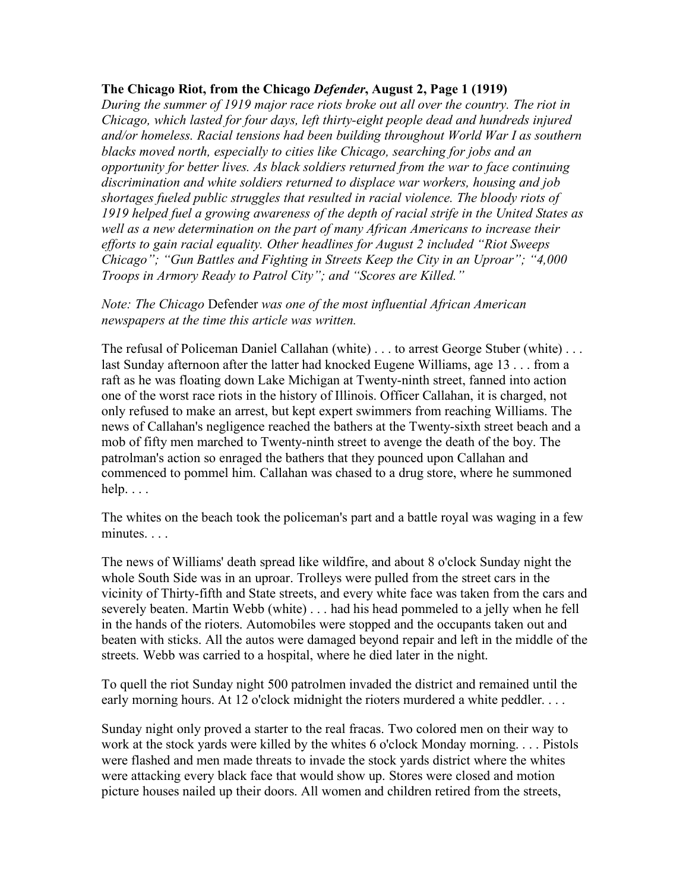**The Chicago Riot, from the Chicago *Defender*, August 2, Page 1 (1919)**

*During the summer of 1919 major race riots broke out all over the country. The riot in Chicago, which lasted for four days, left thirty-eight people dead and hundreds injured and/or homeless. Racial tensions had been building throughout World War I as southern blacks moved north, especially to cities like Chicago, searching for jobs and an opportunity for better lives. As black soldiers returned from the war to face continuing discrimination and white soldiers returned to displace war workers, housing and job shortages fueled public struggles that resulted in racial violence. The bloody riots of 1919 helped fuel a growing awareness of the depth of racial strife in the United States as well as a new determination on the part of many African Americans to increase their efforts to gain racial equality. Other headlines for August 2 included "Riot Sweeps Chicago"; "Gun Battles and Fighting in Streets Keep the City in an Uproar"; "4,000 Troops in Armory Ready to Patrol City"; and "Scores are Killed."*

*Note: The Chicago* Defender *was one of the most influential African American newspapers at the time this article was written.*

The refusal of Policeman Daniel Callahan (white) . . . to arrest George Stuber (white) . . . last Sunday afternoon after the latter had knocked Eugene Williams, age 13 . . . from a raft as he was floating down Lake Michigan at Twenty-ninth street, fanned into action one of the worst race riots in the history of Illinois. Officer Callahan, it is charged, not only refused to make an arrest, but kept expert swimmers from reaching Williams. The news of Callahan's negligence reached the bathers at the Twenty-sixth street beach and a mob of fifty men marched to Twenty-ninth street to avenge the death of the boy. The patrolman's action so enraged the bathers that they pounced upon Callahan and commenced to pommel him. Callahan was chased to a drug store, where he summoned help. . . .

The whites on the beach took the policeman's part and a battle royal was waging in a few minutes. . . .

The news of Williams' death spread like wildfire, and about 8 o'clock Sunday night the whole South Side was in an uproar. Trolleys were pulled from the street cars in the vicinity of Thirty-fifth and State streets, and every white face was taken from the cars and severely beaten. Martin Webb (white) . . . had his head pommeled to a jelly when he fell in the hands of the rioters. Automobiles were stopped and the occupants taken out and beaten with sticks. All the autos were damaged beyond repair and left in the middle of the streets. Webb was carried to a hospital, where he died later in the night.

To quell the riot Sunday night 500 patrolmen invaded the district and remained until the early morning hours. At 12 o'clock midnight the rioters murdered a white peddler. . . .

Sunday night only proved a starter to the real fracas. Two colored men on their way to work at the stock yards were killed by the whites 6 o'clock Monday morning. . . . Pistols were flashed and men made threats to invade the stock yards district where the whites were attacking every black face that would show up. Stores were closed and motion picture houses nailed up their doors. All women and children retired from the streets,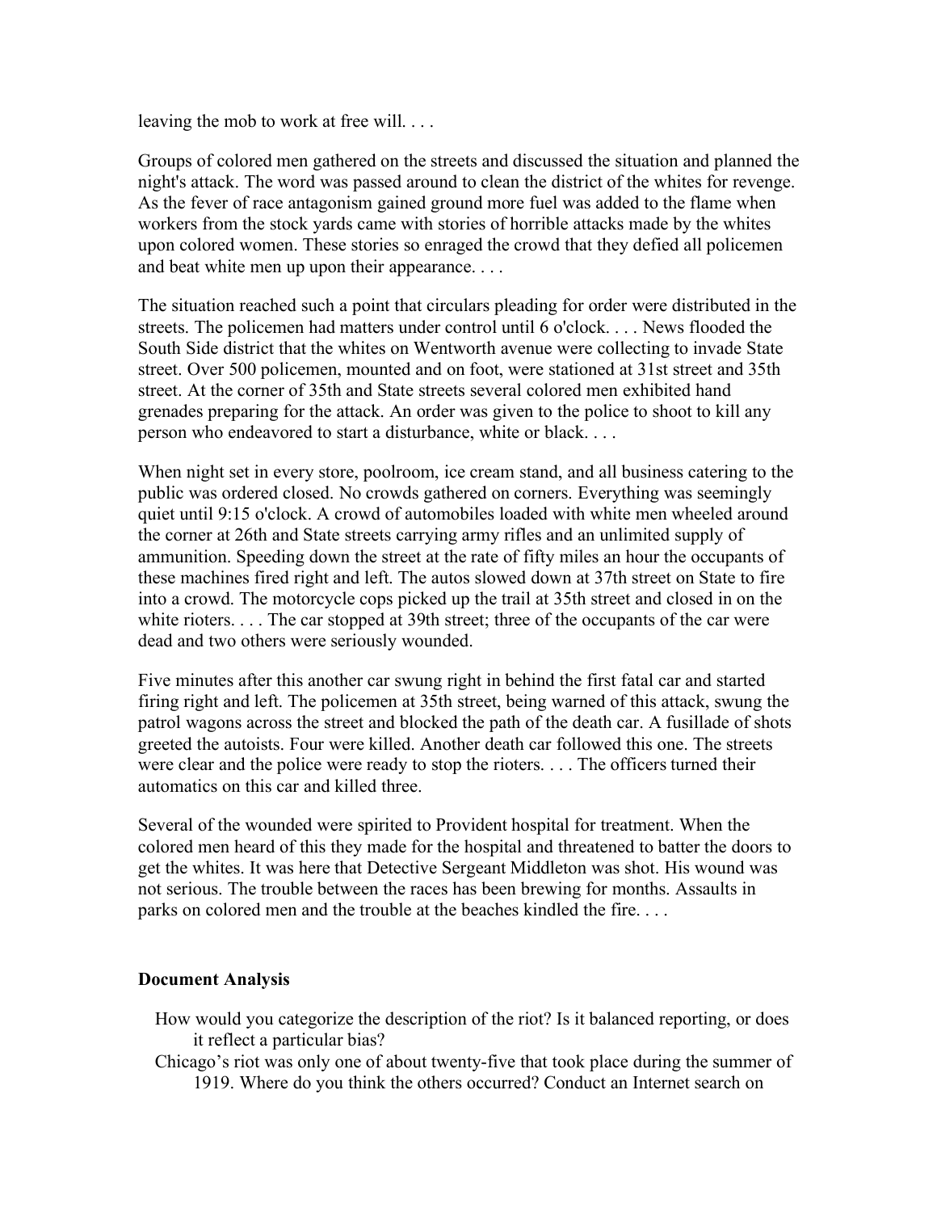leaving the mob to work at free will. . . .

Groups of colored men gathered on the streets and discussed the situation and planned the night's attack. The word was passed around to clean the district of the whites for revenge. As the fever of race antagonism gained ground more fuel was added to the flame when workers from the stock yards came with stories of horrible attacks made by the whites upon colored women. These stories so enraged the crowd that they defied all policemen and beat white men up upon their appearance. . . .

The situation reached such a point that circulars pleading for order were distributed in the streets. The policemen had matters under control until 6 o'clock. . . . News flooded the South Side district that the whites on Wentworth avenue were collecting to invade State street. Over 500 policemen, mounted and on foot, were stationed at 31st street and 35th street. At the corner of 35th and State streets several colored men exhibited hand grenades preparing for the attack. An order was given to the police to shoot to kill any person who endeavored to start a disturbance, white or black. . . .

When night set in every store, poolroom, ice cream stand, and all business catering to the public was ordered closed. No crowds gathered on corners. Everything was seemingly quiet until 9:15 o'clock. A crowd of automobiles loaded with white men wheeled around the corner at 26th and State streets carrying army rifles and an unlimited supply of ammunition. Speeding down the street at the rate of fifty miles an hour the occupants of these machines fired right and left. The autos slowed down at 37th street on State to fire into a crowd. The motorcycle cops picked up the trail at 35th street and closed in on the white rioters. . . . The car stopped at 39th street; three of the occupants of the car were dead and two others were seriously wounded.

Five minutes after this another car swung right in behind the first fatal car and started firing right and left. The policemen at 35th street, being warned of this attack, swung the patrol wagons across the street and blocked the path of the death car. A fusillade of shots greeted the autoists. Four were killed. Another death car followed this one. The streets were clear and the police were ready to stop the rioters. . . . The officers turned their automatics on this car and killed three.

Several of the wounded were spirited to Provident hospital for treatment. When the colored men heard of this they made for the hospital and threatened to batter the doors to get the whites. It was here that Detective Sergeant Middleton was shot. His wound was not serious. The trouble between the races has been brewing for months. Assaults in parks on colored men and the trouble at the beaches kindled the fire. . . .

**Document Analysis**

- How would you categorize the description of the riot? Is it balanced reporting, or does it reflect a particular bias?
- Chicago's riot was only one of about twenty-five that took place during the summer of 1919. Where do you think the others occurred? Conduct an Internet search on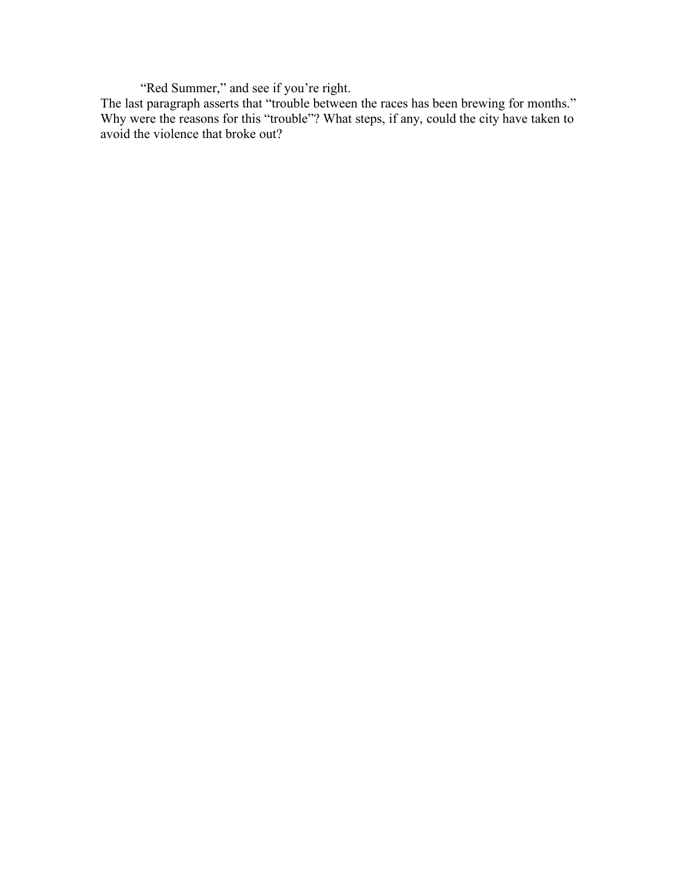"Red Summer," and see if you're right.

The last paragraph asserts that "trouble between the races has been brewing for months." Why were the reasons for this "trouble"? What steps, if any, could the city have taken to avoid the violence that broke out?